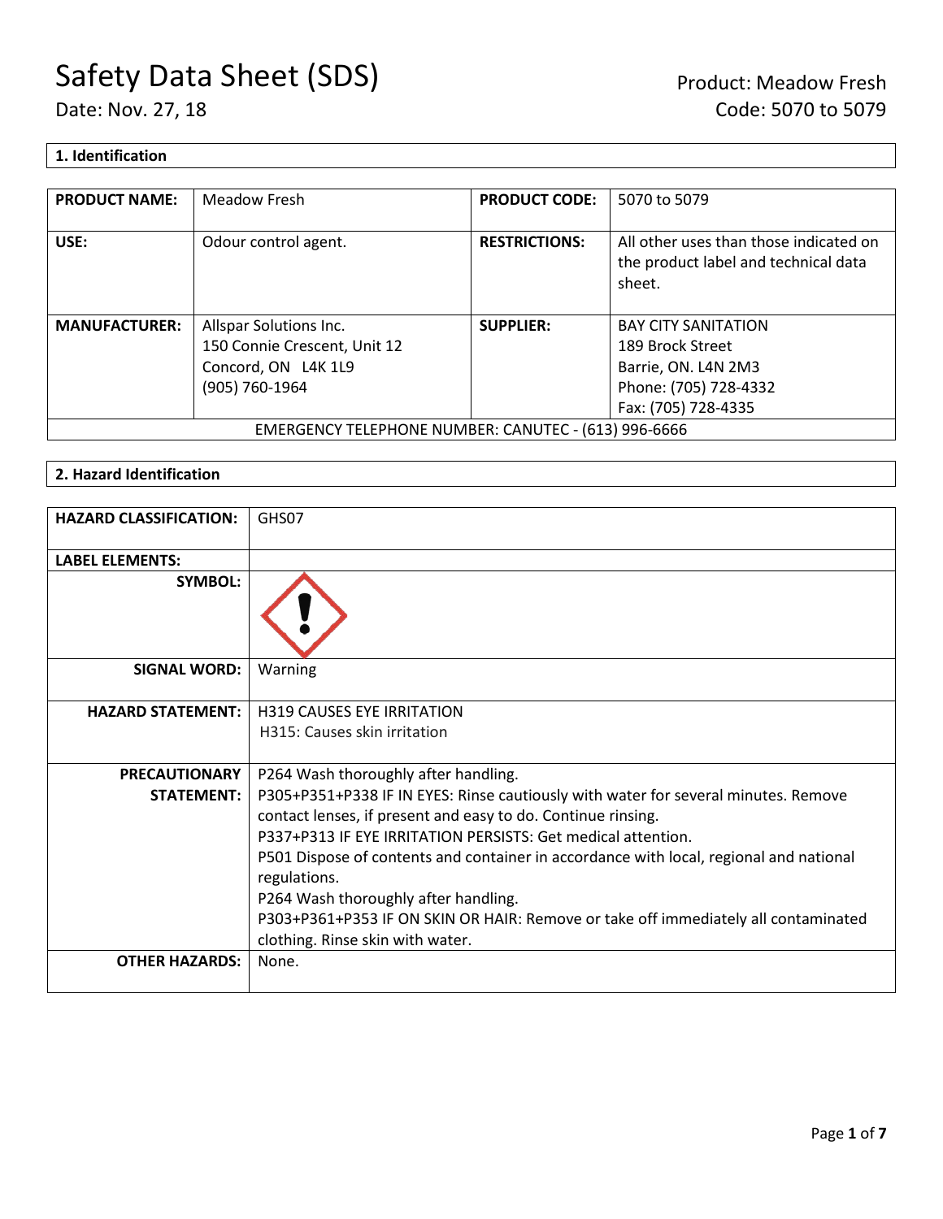# Safety Data Sheet (SDS)

Date: Nov. 27, 18

Product: Meadow Fresh
Code: 5070 to 5079

## 1. Identification

| PRODUCT NAME: | Meadow Fresh | PRODUCT CODE: | 5070 to 5079 |
|---|---|---|---|
| USE: | Odour control agent. | RESTRICTIONS: | All other uses than those indicated on the product label and technical data sheet. |
| MANUFACTURER: | Allspar Solutions Inc.<br>150 Connie Crescent, Unit 12<br>Concord, ON L4K 1L9<br>(905) 760-1964 | SUPPLIER: | BAY CITY SANITATION<br>189 Brock Street<br>Barrie, ON. L4N 2M3<br>Phone: (705) 728-4332<br>Fax: (705) 728-4335 |
| EMERGENCY TELEPHONE NUMBER: CANUTEC - (613) 996-6666 | | | |

## 2. Hazard Identification

| HAZARD CLASSIFICATION: | GHS07 |
|---|---|
| LABEL ELEMENTS: | |
| SYMBOL: | |
| SIGNAL WORD: | Warning |
| HAZARD STATEMENT: | H319 CAUSES EYE IRRITATION<br>H315: Causes skin irritation |
| PRECAUTIONARY STATEMENT: | P264 Wash thoroughly after handling.<br>P305+P351+P338 IF IN EYES: Rinse cautiously with water for several minutes. Remove contact lenses, if present and easy to do. Continue rinsing.<br>P337+P313 IF EYE IRRITATION PERSISTS: Get medical attention.<br>P501 Dispose of contents and container in accordance with local, regional and national regulations.<br>P264 Wash thoroughly after handling.<br>P303+P361+P353 IF ON SKIN OR HAIR: Remove or take off immediately all contaminated clothing. Rinse skin with water. |
| OTHER HAZARDS: | None. |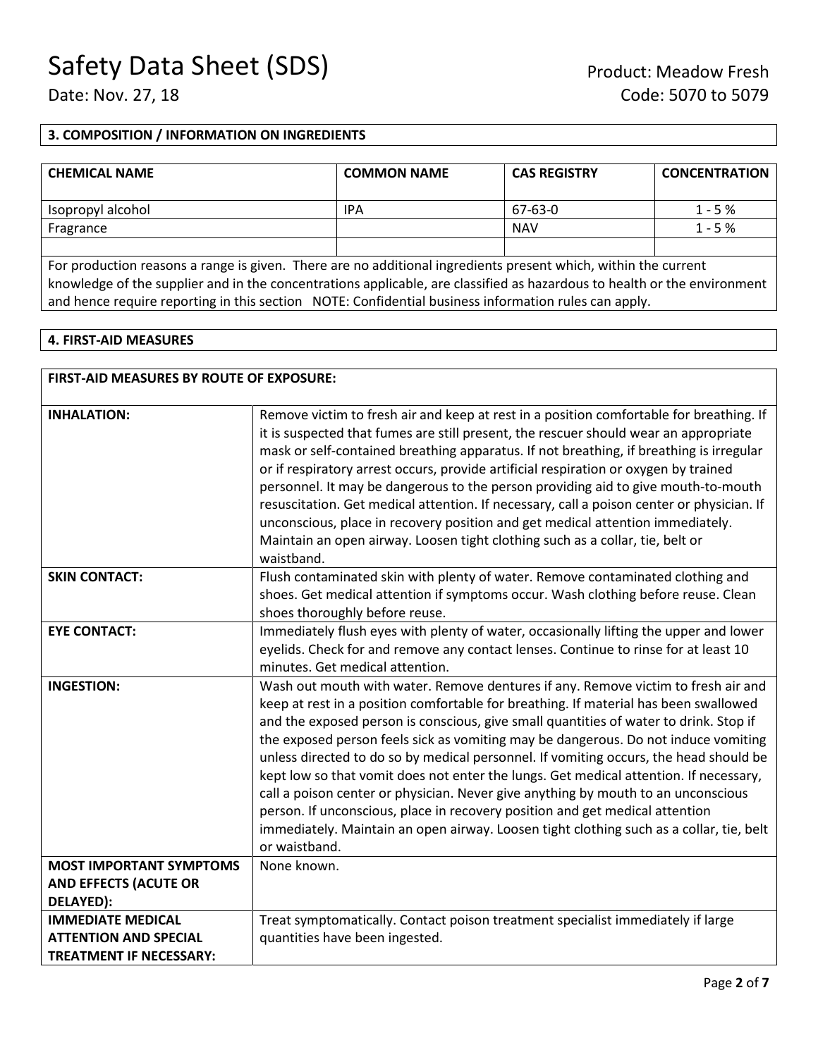## 3. COMPOSITION / INFORMATION ON INGREDIENTS

| CHEMICAL NAME | COMMON NAME | CAS REGISTRY | CONCENTRATION |
| --- | --- | --- | --- |
| Isopropyl alcohol | IPA | 67-63-0 | 1 - 5 % |
| Fragrance | | NAV | 1 - 5 % |
| | | | |

For production reasons a range is given. There are no additional ingredients present which, within the current knowledge of the supplier and in the concentrations applicable, are classified as hazardous to health or the environment and hence require reporting in this section NOTE: Confidential business information rules can apply.

## 4. FIRST-AID MEASURES

| FIRST-AID MEASURES BY ROUTE OF EXPOSURE: | |
| --- | --- |
| **INHALATION:** | Remove victim to fresh air and keep at rest in a position comfortable for breathing. If it is suspected that fumes are still present, the rescuer should wear an appropriate mask or self-contained breathing apparatus. If not breathing, if breathing is irregular or if respiratory arrest occurs, provide artificial respiration or oxygen by trained personnel. It may be dangerous to the person providing aid to give mouth-to-mouth resuscitation. Get medical attention. If necessary, call a poison center or physician. If unconscious, place in recovery position and get medical attention immediately. Maintain an open airway. Loosen tight clothing such as a collar, tie, belt or waistband. |
| **SKIN CONTACT:** | Flush contaminated skin with plenty of water. Remove contaminated clothing and shoes. Get medical attention if symptoms occur. Wash clothing before reuse. Clean shoes thoroughly before reuse. |
| **EYE CONTACT:** | Immediately flush eyes with plenty of water, occasionally lifting the upper and lower eyelids. Check for and remove any contact lenses. Continue to rinse for at least 10 minutes. Get medical attention. |
| **INGESTION:** | Wash out mouth with water. Remove dentures if any. Remove victim to fresh air and keep at rest in a position comfortable for breathing. If material has been swallowed and the exposed person is conscious, give small quantities of water to drink. Stop if the exposed person feels sick as vomiting may be dangerous. Do not induce vomiting unless directed to do so by medical personnel. If vomiting occurs, the head should be kept low so that vomit does not enter the lungs. Get medical attention. If necessary, call a poison center or physician. Never give anything by mouth to an unconscious person. If unconscious, place in recovery position and get medical attention immediately. Maintain an open airway. Loosen tight clothing such as a collar, tie, belt or waistband. |
| **MOST IMPORTANT SYMPTOMS AND EFFECTS (ACUTE OR DELAYED):** | None known. |
| **IMMEDIATE MEDICAL ATTENTION AND SPECIAL TREATMENT IF NECESSARY:** | Treat symptomatically. Contact poison treatment specialist immediately if large quantities have been ingested. |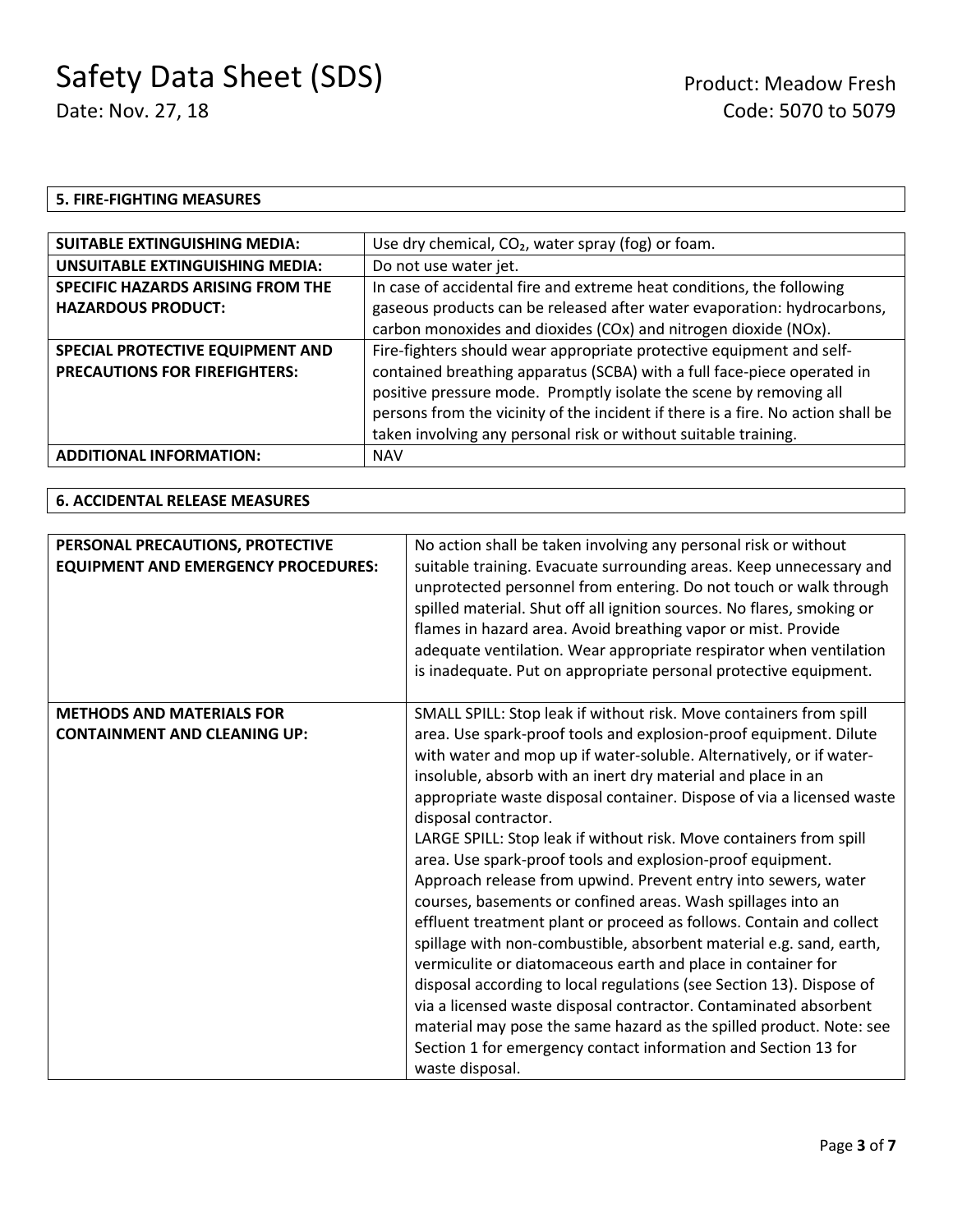## 5. FIRE-FIGHTING MEASURES

| | |
|---|---|
| **SUITABLE EXTINGUISHING MEDIA:** | Use dry chemical, $CO_2$, water spray (fog) or foam. |
| **UNSUITABLE EXTINGUISHING MEDIA:** | Do not use water jet. |
| **SPECIFIC HAZARDS ARISING FROM THE HAZARDOUS PRODUCT:** | In case of accidental fire and extreme heat conditions, the following gaseous products can be released after water evaporation: hydrocarbons, carbon monoxides and dioxides (COx) and nitrogen dioxide (NOx). |
| **SPECIAL PROTECTIVE EQUIPMENT AND PRECAUTIONS FOR FIREFIGHTERS:** | Fire-fighters should wear appropriate protective equipment and self-contained breathing apparatus (SCBA) with a full face-piece operated in positive pressure mode. Promptly isolate the scene by removing all persons from the vicinity of the incident if there is a fire. No action shall be taken involving any personal risk or without suitable training. |
| **ADDITIONAL INFORMATION:** | NAV |

## 6. ACCIDENTAL RELEASE MEASURES

| | |
|---|---|
| **PERSONAL PRECAUTIONS, PROTECTIVE EQUIPMENT AND EMERGENCY PROCEDURES:** | No action shall be taken involving any personal risk or without suitable training. Evacuate surrounding areas. Keep unnecessary and unprotected personnel from entering. Do not touch or walk through spilled material. Shut off all ignition sources. No flares, smoking or flames in hazard area. Avoid breathing vapor or mist. Provide adequate ventilation. Wear appropriate respirator when ventilation is inadequate. Put on appropriate personal protective equipment. |
| **METHODS AND MATERIALS FOR CONTAINMENT AND CLEANING UP:** | SMALL SPILL: Stop leak if without risk. Move containers from spill area. Use spark-proof tools and explosion-proof equipment. Dilute with water and mop up if water-soluble. Alternatively, or if water-insoluble, absorb with an inert dry material and place in an appropriate waste disposal container. Dispose of via a licensed waste disposal contractor.<br>LARGE SPILL: Stop leak if without risk. Move containers from spill area. Use spark-proof tools and explosion-proof equipment. Approach release from upwind. Prevent entry into sewers, water courses, basements or confined areas. Wash spillages into an effluent treatment plant or proceed as follows. Contain and collect spillage with non-combustible, absorbent material e.g. sand, earth, vermiculite or diatomaceous earth and place in container for disposal according to local regulations (see Section 13). Dispose of via a licensed waste disposal contractor. Contaminated absorbent material may pose the same hazard as the spilled product. Note: see Section 1 for emergency contact information and Section 13 for waste disposal. |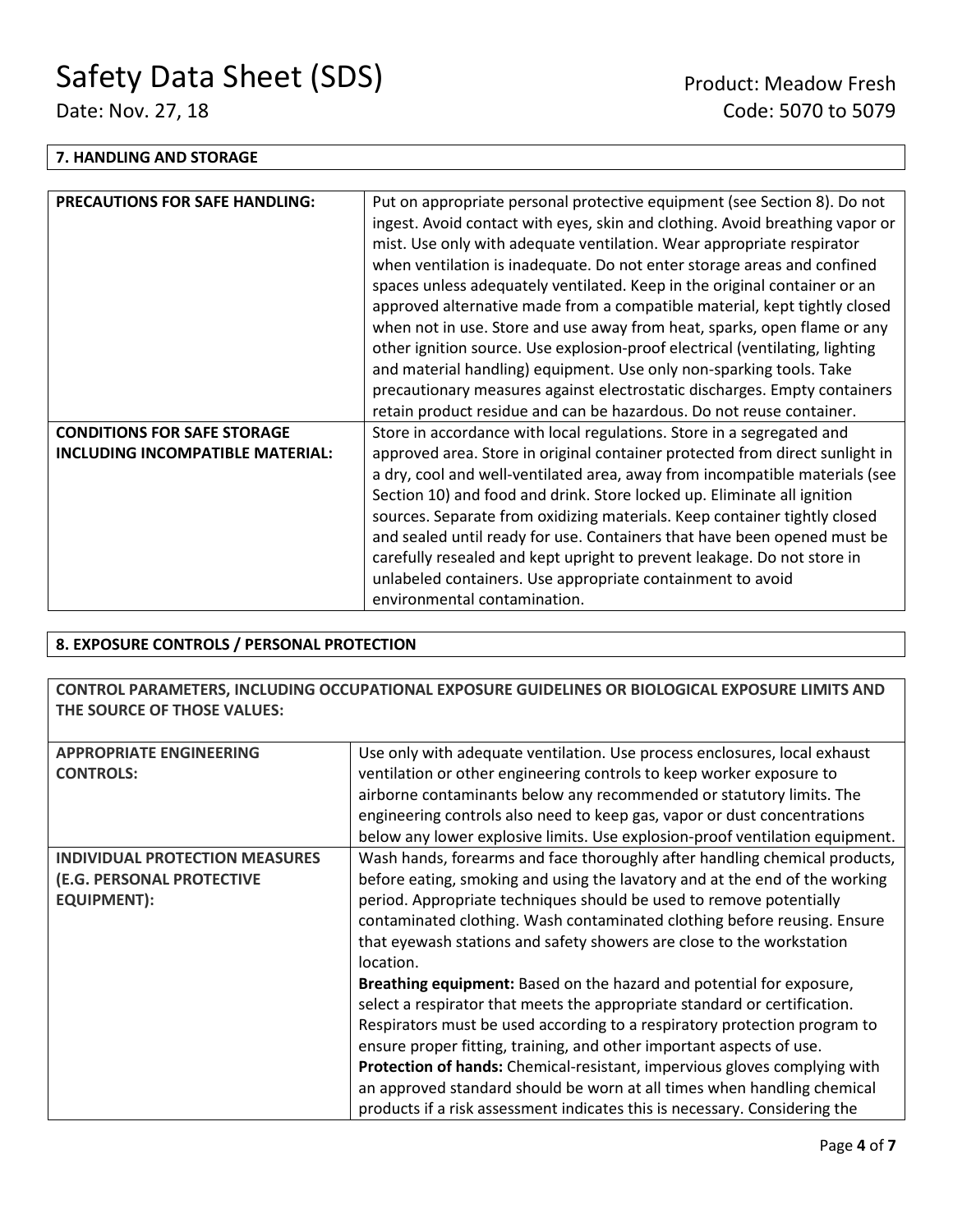## 7. HANDLING AND STORAGE

| | |
|---|---|
| **PRECAUTIONS FOR SAFE HANDLING:** | Put on appropriate personal protective equipment (see Section 8). Do not ingest. Avoid contact with eyes, skin and clothing. Avoid breathing vapor or mist. Use only with adequate ventilation. Wear appropriate respirator when ventilation is inadequate. Do not enter storage areas and confined spaces unless adequately ventilated. Keep in the original container or an approved alternative made from a compatible material, kept tightly closed when not in use. Store and use away from heat, sparks, open flame or any other ignition source. Use explosion-proof electrical (ventilating, lighting and material handling) equipment. Use only non-sparking tools. Take precautionary measures against electrostatic discharges. Empty containers retain product residue and can be hazardous. Do not reuse container. |
| **CONDITIONS FOR SAFE STORAGE INCLUDING INCOMPATIBLE MATERIAL:** | Store in accordance with local regulations. Store in a segregated and approved area. Store in original container protected from direct sunlight in a dry, cool and well-ventilated area, away from incompatible materials (see Section 10) and food and drink. Store locked up. Eliminate all ignition sources. Separate from oxidizing materials. Keep container tightly closed and sealed until ready for use. Containers that have been opened must be carefully resealed and kept upright to prevent leakage. Do not store in unlabeled containers. Use appropriate containment to avoid environmental contamination. |

## 8. EXPOSURE CONTROLS / PERSONAL PROTECTION

**CONTROL PARAMETERS, INCLUDING OCCUPATIONAL EXPOSURE GUIDELINES OR BIOLOGICAL EXPOSURE LIMITS AND THE SOURCE OF THOSE VALUES:**

| | |
|---|---|
| **APPROPRIATE ENGINEERING CONTROLS:** | Use only with adequate ventilation. Use process enclosures, local exhaust ventilation or other engineering controls to keep worker exposure to airborne contaminants below any recommended or statutory limits. The engineering controls also need to keep gas, vapor or dust concentrations below any lower explosive limits. Use explosion-proof ventilation equipment. |
| **INDIVIDUAL PROTECTION MEASURES (E.G. PERSONAL PROTECTIVE EQUIPMENT):** | Wash hands, forearms and face thoroughly after handling chemical products, before eating, smoking and using the lavatory and at the end of the working period. Appropriate techniques should be used to remove potentially contaminated clothing. Wash contaminated clothing before reusing. Ensure that eyewash stations and safety showers are close to the workstation location. **Breathing equipment:** Based on the hazard and potential for exposure, select a respirator that meets the appropriate standard or certification. Respirators must be used according to a respiratory protection program to ensure proper fitting, training, and other important aspects of use. **Protection of hands:** Chemical-resistant, impervious gloves complying with an approved standard should be worn at all times when handling chemical products if a risk assessment indicates this is necessary. Considering the |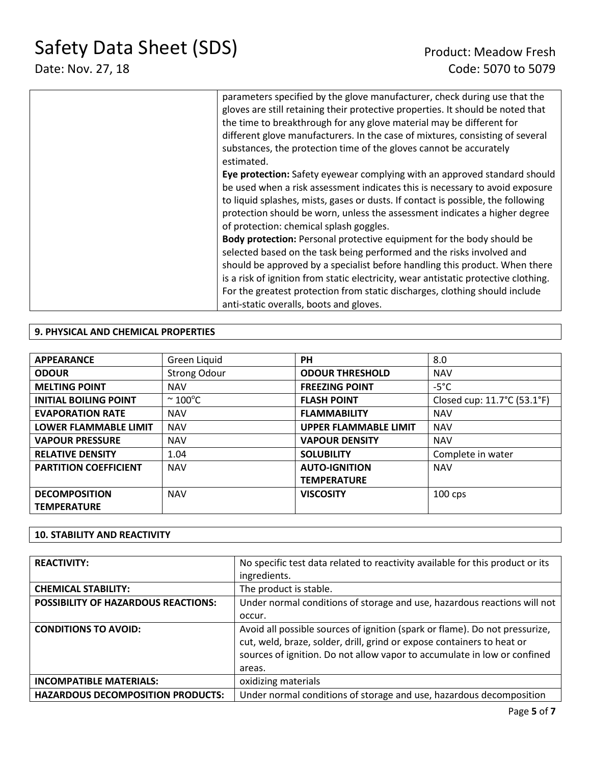| | parameters specified by the glove manufacturer, check during use that the gloves are still retaining their protective properties. It should be noted that the time to breakthrough for any glove material may be different for different glove manufacturers. In the case of mixtures, consisting of several substances, the protection time of the gloves cannot be accurately estimated.<br>**Eye protection:** Safety eyewear complying with an approved standard should be used when a risk assessment indicates this is necessary to avoid exposure to liquid splashes, mists, gases or dusts. If contact is possible, the following protection should be worn, unless the assessment indicates a higher degree of protection: chemical splash goggles.<br>**Body protection:** Personal protective equipment for the body should be selected based on the task being performed and the risks involved and should be approved by a specialist before handling this product. When there is a risk of ignition from static electricity, wear antistatic protective clothing. For the greatest protection from static discharges, clothing should include anti-static overalls, boots and gloves. |
|---|---|

## 9. PHYSICAL AND CHEMICAL PROPERTIES

| **APPEARANCE** | Green Liquid | **PH** | 8.0 |
|---|---|---|---|
| **ODOUR** | Strong Odour | **ODOUR THRESHOLD** | NAV |
| **MELTING POINT** | NAV | **FREEZING POINT** | -5°C |
| **INITIAL BOILING POINT** | ~ 100°C | **FLASH POINT** | Closed cup: 11.7°C (53.1°F) |
| **EVAPORATION RATE** | NAV | **FLAMMABILITY** | NAV |
| **LOWER FLAMMABLE LIMIT** | NAV | **UPPER FLAMMABLE LIMIT** | NAV |
| **VAPOUR PRESSURE** | NAV | **VAPOUR DENSITY** | NAV |
| **RELATIVE DENSITY** | 1.04 | **SOLUBILITY** | Complete in water |
| **PARTITION COEFFICIENT** | NAV | **AUTO-IGNITION TEMPERATURE** | NAV |
| **DECOMPOSITION TEMPERATURE** | NAV | **VISCOSITY** | 100 cps |

## 10. STABILITY AND REACTIVITY

| **REACTIVITY:** | No specific test data related to reactivity available for this product or its ingredients. |
|---|---|
| **CHEMICAL STABILITY:** | The product is stable. |
| **POSSIBILITY OF HAZARDOUS REACTIONS:** | Under normal conditions of storage and use, hazardous reactions will not occur. |
| **CONDITIONS TO AVOID:** | Avoid all possible sources of ignition (spark or flame). Do not pressurize, cut, weld, braze, solder, drill, grind or expose containers to heat or sources of ignition. Do not allow vapor to accumulate in low or confined areas. |
| **INCOMPATIBLE MATERIALS:** | oxidizing materials |
| **HAZARDOUS DECOMPOSITION PRODUCTS:** | Under normal conditions of storage and use, hazardous decomposition |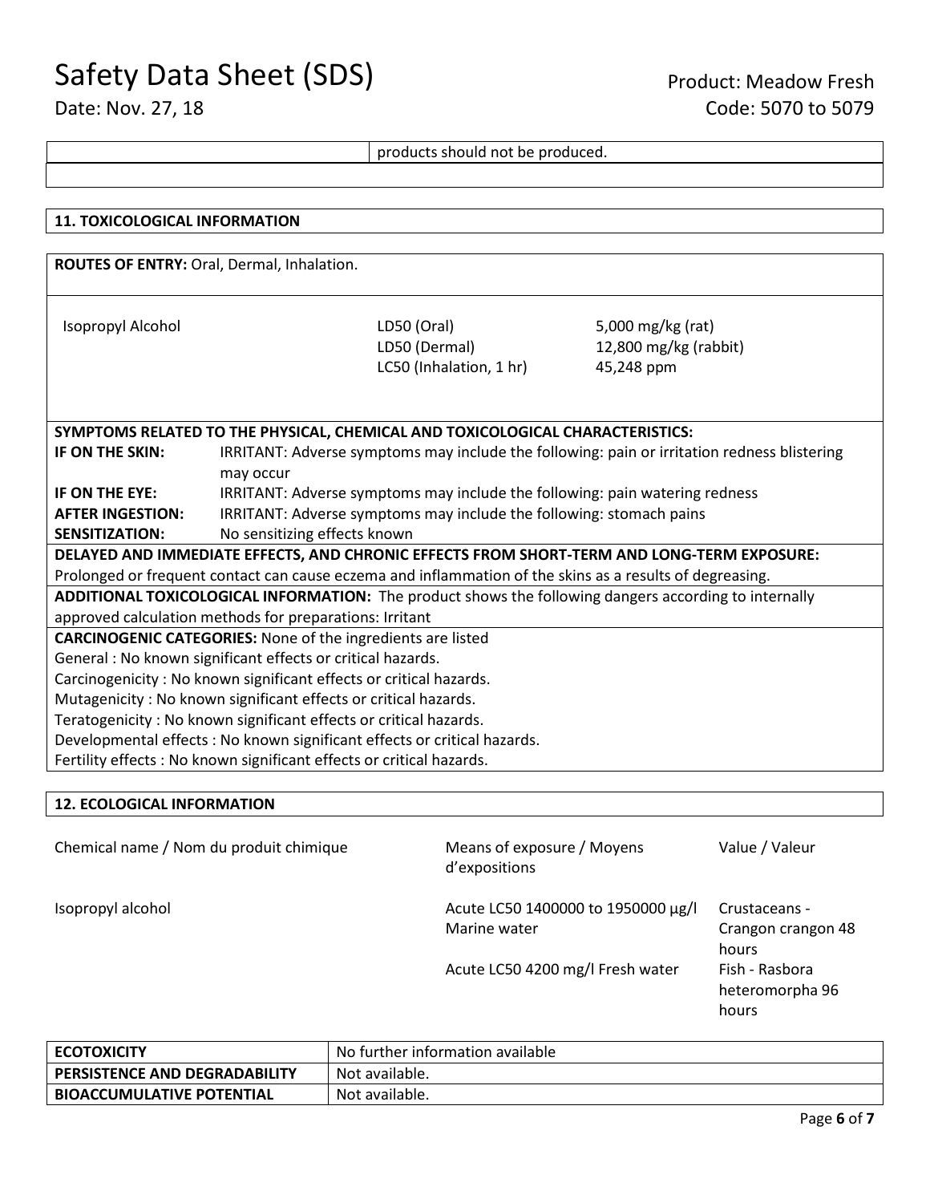| | products should not be produced. |
|---|---|
| | |

## 11. TOXICOLOGICAL INFORMATION

**ROUTES OF ENTRY:** Oral, Dermal, Inhalation.

| | | |
|---|---|---|
| Isopropyl Alcohol | LD50 (Oral)<br>LD50 (Dermal)<br>LC50 (Inhalation, 1 hr) | 5,000 mg/kg (rat)<br>12,800 mg/kg (rabbit)<br>45,248 ppm |

**SYMPTOMS RELATED TO THE PHYSICAL, CHEMICAL AND TOXICOLOGICAL CHARACTERISTICS:**

| | |
|---|---|
| **IF ON THE SKIN:** | IRRITANT: Adverse symptoms may include the following: pain or irritation redness blistering may occur |
| **IF ON THE EYE:** | IRRITANT: Adverse symptoms may include the following: pain watering redness |
| **AFTER INGESTION:** | IRRITANT: Adverse symptoms may include the following: stomach pains |
| **SENSITIZATION:** | No sensitizing effects known |

**DELAYED AND IMMEDIATE EFFECTS, AND CHRONIC EFFECTS FROM SHORT-TERM AND LONG-TERM EXPOSURE:**
Prolonged or frequent contact can cause eczema and inflammation of the skins as a results of degreasing.

**ADDITIONAL TOXICOLOGICAL INFORMATION:** The product shows the following dangers according to internally approved calculation methods for preparations: Irritant

**CARCINOGENIC CATEGORIES:** None of the ingredients are listed
General : No known significant effects or critical hazards.
Carcinogenicity : No known significant effects or critical hazards.
Mutagenicity : No known significant effects or critical hazards.
Teratogenicity : No known significant effects or critical hazards.
Developmental effects : No known significant effects or critical hazards.
Fertility effects : No known significant effects or critical hazards.

## 12. ECOLOGICAL INFORMATION

| Chemical name / Nom du produit chimique | Means of exposure / Moyens d'expositions | Value / Valeur |
|---|---|---|
| Isopropyl alcohol | Acute LC50 1400000 to 1950000 µg/l Marine water | Crustaceans - Crangon crangon 48 hours |
| | Acute LC50 4200 mg/l Fresh water | Fish - Rasbora heteromorpha 96 hours |

| | |
|---|---|
| **ECOTOXICITY** | No further information available |
| **PERSISTENCE AND DEGRADABILITY** | Not available. |
| **BIOACCUMULATIVE POTENTIAL** | Not available. |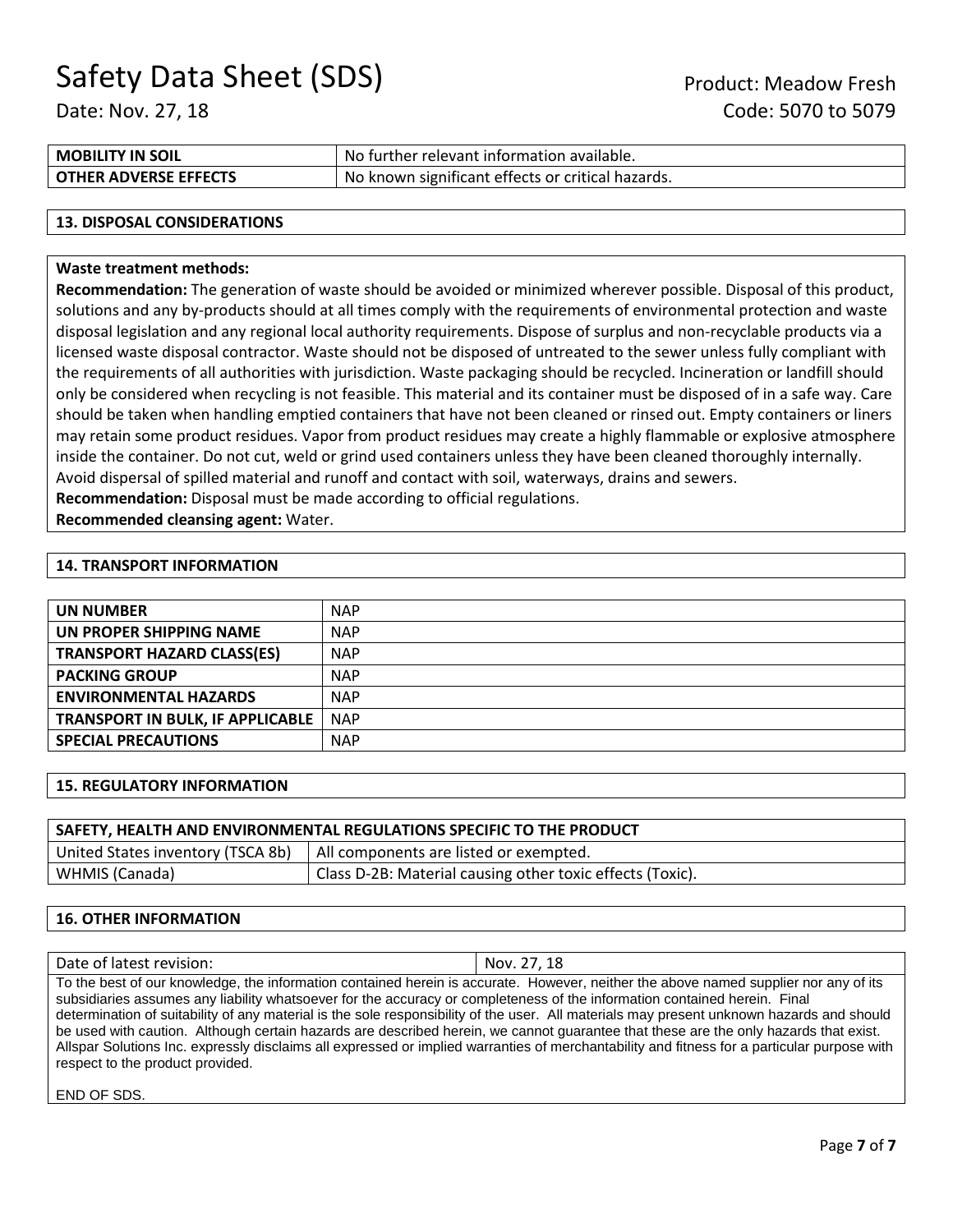| | |
|---|---|
| **MOBILITY IN SOIL** | No further relevant information available. |
| **OTHER ADVERSE EFFECTS** | No known significant effects or critical hazards. |

## 13. DISPOSAL CONSIDERATIONS

**Waste treatment methods:**

**Recommendation:** The generation of waste should be avoided or minimized wherever possible. Disposal of this product, solutions and any by-products should at all times comply with the requirements of environmental protection and waste disposal legislation and any regional local authority requirements. Dispose of surplus and non-recyclable products via a licensed waste disposal contractor. Waste should not be disposed of untreated to the sewer unless fully compliant with the requirements of all authorities with jurisdiction. Waste packaging should be recycled. Incineration or landfill should only be considered when recycling is not feasible. This material and its container must be disposed of in a safe way. Care should be taken when handling emptied containers that have not been cleaned or rinsed out. Empty containers or liners may retain some product residues. Vapor from product residues may create a highly flammable or explosive atmosphere inside the container. Do not cut, weld or grind used containers unless they have been cleaned thoroughly internally. Avoid dispersal of spilled material and runoff and contact with soil, waterways, drains and sewers.

**Recommendation:** Disposal must be made according to official regulations.

**Recommended cleansing agent:** Water.

## 14. TRANSPORT INFORMATION

| | |
|---|---|
| **UN NUMBER** | NAP |
| **UN PROPER SHIPPING NAME** | NAP |
| **TRANSPORT HAZARD CLASS(ES)** | NAP |
| **PACKING GROUP** | NAP |
| **ENVIRONMENTAL HAZARDS** | NAP |
| **TRANSPORT IN BULK, IF APPLICABLE** | NAP |
| **SPECIAL PRECAUTIONS** | NAP |

## 15. REGULATORY INFORMATION

| **SAFETY, HEALTH AND ENVIRONMENTAL REGULATIONS SPECIFIC TO THE PRODUCT** | |
|---|---|
| United States inventory (TSCA 8b) | All components are listed or exempted. |
| WHMIS (Canada) | Class D-2B: Material causing other toxic effects (Toxic). |

## 16. OTHER INFORMATION

| | |
|---|---|
| Date of latest revision: | Nov. 27, 18 |

To the best of our knowledge, the information contained herein is accurate. However, neither the above named supplier nor any of its subsidiaries assumes any liability whatsoever for the accuracy or completeness of the information contained herein. Final determination of suitability of any material is the sole responsibility of the user. All materials may present unknown hazards and should be used with caution. Although certain hazards are described herein, we cannot guarantee that these are the only hazards that exist. Allspar Solutions Inc. expressly disclaims all expressed or implied warranties of merchantability and fitness for a particular purpose with respect to the product provided.

END OF SDS.